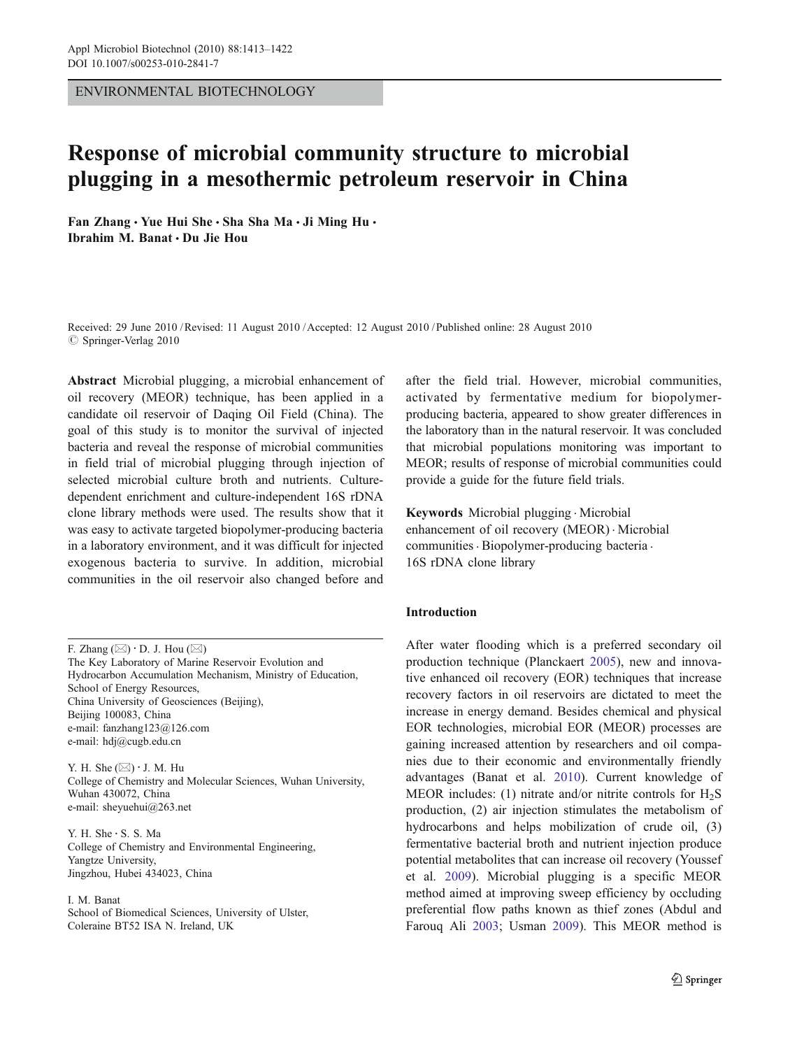ENVIRONMENTAL BIOTECHNOLOGY

# Response of microbial community structure to microbial plugging in a mesothermic petroleum reservoir in China

**Fan Zhang · Yue Hui She · Sha Sha Ma · Ji Ming Hu · Ibrahim M. Banat · Du Jie Hou**

Received: 29 June 2010 / Revised: 11 August 2010 / Accepted: 12 August 2010 / Published online: 28 August 2010
© Springer-Verlag 2010

**Abstract** Microbial plugging, a microbial enhancement of oil recovery (MEOR) technique, has been applied in a candidate oil reservoir of Daqing Oil Field (China). The goal of this study is to monitor the survival of injected bacteria and reveal the response of microbial communities in field trial of microbial plugging through injection of selected microbial culture broth and nutrients. Culture-dependent enrichment and culture-independent 16S rDNA clone library methods were used. The results show that it was easy to activate targeted biopolymer-producing bacteria in a laboratory environment, and it was difficult for injected exogenous bacteria to survive. In addition, microbial communities in the oil reservoir also changed before and after the field trial. However, microbial communities, activated by fermentative medium for biopolymer-producing bacteria, appeared to show greater differences in the laboratory than in the natural reservoir. It was concluded that microbial populations monitoring was important to MEOR; results of response of microbial communities could provide a guide for the future field trials.

**Keywords** Microbial plugging · Microbial enhancement of oil recovery (MEOR) · Microbial communities · Biopolymer-producing bacteria · 16S rDNA clone library

F. Zhang (✉) · D. J. Hou (✉)
The Key Laboratory of Marine Reservoir Evolution and Hydrocarbon Accumulation Mechanism, Ministry of Education, School of Energy Resources, China University of Geosciences (Beijing), Beijing 100083, China
e-mail: fanzhang123@126.com
e-mail: hdj@cugb.edu.cn

Y. H. She (✉) · J. M. Hu
College of Chemistry and Molecular Sciences, Wuhan University, Wuhan 430072, China
e-mail: sheyuehui@263.net

Y. H. She · S. S. Ma
College of Chemistry and Environmental Engineering, Yangtze University, Jingzhou, Hubei 434023, China

I. M. Banat
School of Biomedical Sciences, University of Ulster, Coleraine BT52 ISA N. Ireland, UK

## Introduction

After water flooding which is a preferred secondary oil production technique (Planckaert 2005), new and innovative enhanced oil recovery (EOR) techniques that increase recovery factors in oil reservoirs are dictated to meet the increase in energy demand. Besides chemical and physical EOR technologies, microbial EOR (MEOR) processes are gaining increased attention by researchers and oil companies due to their economic and environmentally friendly advantages (Banat et al. 2010). Current knowledge of MEOR includes: (1) nitrate and/or nitrite controls for $H_2S$ production, (2) air injection stimulates the metabolism of hydrocarbons and helps mobilization of crude oil, (3) fermentative bacterial broth and nutrient injection produce potential metabolites that can increase oil recovery (Youssef et al. 2009). Microbial plugging is a specific MEOR method aimed at improving sweep efficiency by occluding preferential flow paths known as thief zones (Abdul and Farouq Ali 2003; Usman 2009). This MEOR method is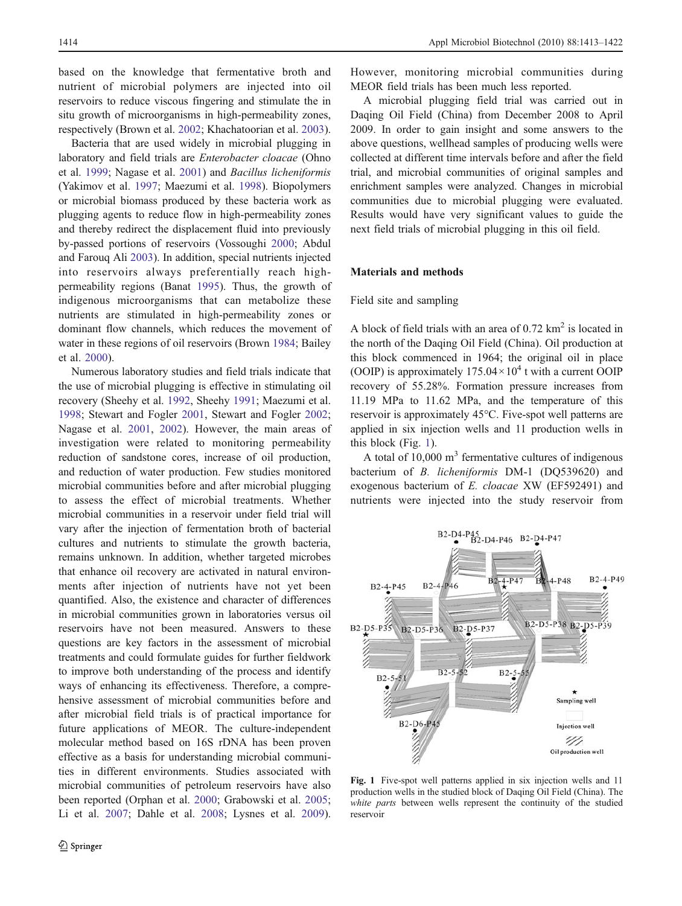based on the knowledge that fermentative broth and nutrient of microbial polymers are injected into oil reservoirs to reduce viscous fingering and stimulate the in situ growth of microorganisms in high-permeability zones, respectively (Brown et al. 2002; Khachatoorian et al. 2003).

Bacteria that are used widely in microbial plugging in laboratory and field trials are *Enterobacter cloacae* (Ohno et al. 1999; Nagase et al. 2001) and *Bacillus licheniformis* (Yakimov et al. 1997; Maezumi et al. 1998). Biopolymers or microbial biomass produced by these bacteria work as plugging agents to reduce flow in high-permeability zones and thereby redirect the displacement fluid into previously by-passed portions of reservoirs (Vossoughi 2000; Abdul and Farouq Ali 2003). In addition, special nutrients injected into reservoirs always preferentially reach high-permeability regions (Banat 1995). Thus, the growth of indigenous microorganisms that can metabolize these nutrients are stimulated in high-permeability zones or dominant flow channels, which reduces the movement of water in these regions of oil reservoirs (Brown 1984; Bailey et al. 2000).

Numerous laboratory studies and field trials indicate that the use of microbial plugging is effective in stimulating oil recovery (Sheehy et al. 1992, Sheehy 1991; Maezumi et al. 1998; Stewart and Fogler 2001, Stewart and Fogler 2002; Nagase et al. 2001, 2002). However, the main areas of investigation were related to monitoring permeability reduction of sandstone cores, increase of oil production, and reduction of water production. Few studies monitored microbial communities before and after microbial plugging to assess the effect of microbial treatments. Whether microbial communities in a reservoir under field trial will vary after the injection of fermentation broth of bacterial cultures and nutrients to stimulate the growth bacteria, remains unknown. In addition, whether targeted microbes that enhance oil recovery are activated in natural environments after injection of nutrients have not yet been quantified. Also, the existence and character of differences in microbial communities grown in laboratories versus oil reservoirs have not been measured. Answers to these questions are key factors in the assessment of microbial treatments and could formulate guides for further fieldwork to improve both understanding of the process and identify ways of enhancing its effectiveness. Therefore, a comprehensive assessment of microbial communities before and after microbial field trials is of practical importance for future applications of MEOR. The culture-independent molecular method based on 16S rDNA has been proven effective as a basis for understanding microbial communities in different environments. Studies associated with microbial communities of petroleum reservoirs have also been reported (Orphan et al. 2000; Grabowski et al. 2005; Li et al. 2007; Dahle et al. 2008; Lysnes et al. 2009). However, monitoring microbial communities during MEOR field trials has been much less reported.

A microbial plugging field trial was carried out in Daqing Oil Field (China) from December 2008 to April 2009. In order to gain insight and some answers to the above questions, wellhead samples of producing wells were collected at different time intervals before and after the field trial, and microbial communities of original samples and enrichment samples were analyzed. Changes in microbial communities due to microbial plugging were evaluated. Results would have very significant values to guide the next field trials of microbial plugging in this oil field.

## Materials and methods

### Field site and sampling

A block of field trials with an area of 0.72 km$^2$ is located in the north of the Daqing Oil Field (China). Oil production at this block commenced in 1964; the original oil in place (OOIP) is approximately $175.04 \times 10^4$ t with a current OOIP recovery of 55.28%. Formation pressure increases from 11.19 MPa to 11.62 MPa, and the temperature of this reservoir is approximately 45°C. Five-spot well patterns are applied in six injection wells and 11 production wells in this block (Fig. 1).

A total of 10,000 m$^3$ fermentative cultures of indigenous bacterium of *B. licheniformis* DM-1 (DQ539620) and exogenous bacterium of *E. cloacae* XW (EF592491) and nutrients were injected into the study reservoir from

B2-D4-P45
B2-D4-P46
B2-D4-P47
B2-4-P45
B2-4-P46
B2-4-P47
B2-4-P48
B2-4-P49
B2-D5-P35
B2-D5-P36
B2-D5-P37
B2-D5-P38
B2-D5-P39
B2-5-51
B2-5-52
B2-5-55
B2-D6-P45
Sampling well
Injection well
Oil production well

**Fig. 1** Five-spot well patterns applied in six injection wells and 11 production wells in the studied block of Daqing Oil Field (China). The *white parts* between wells represent the continuity of the studied reservoir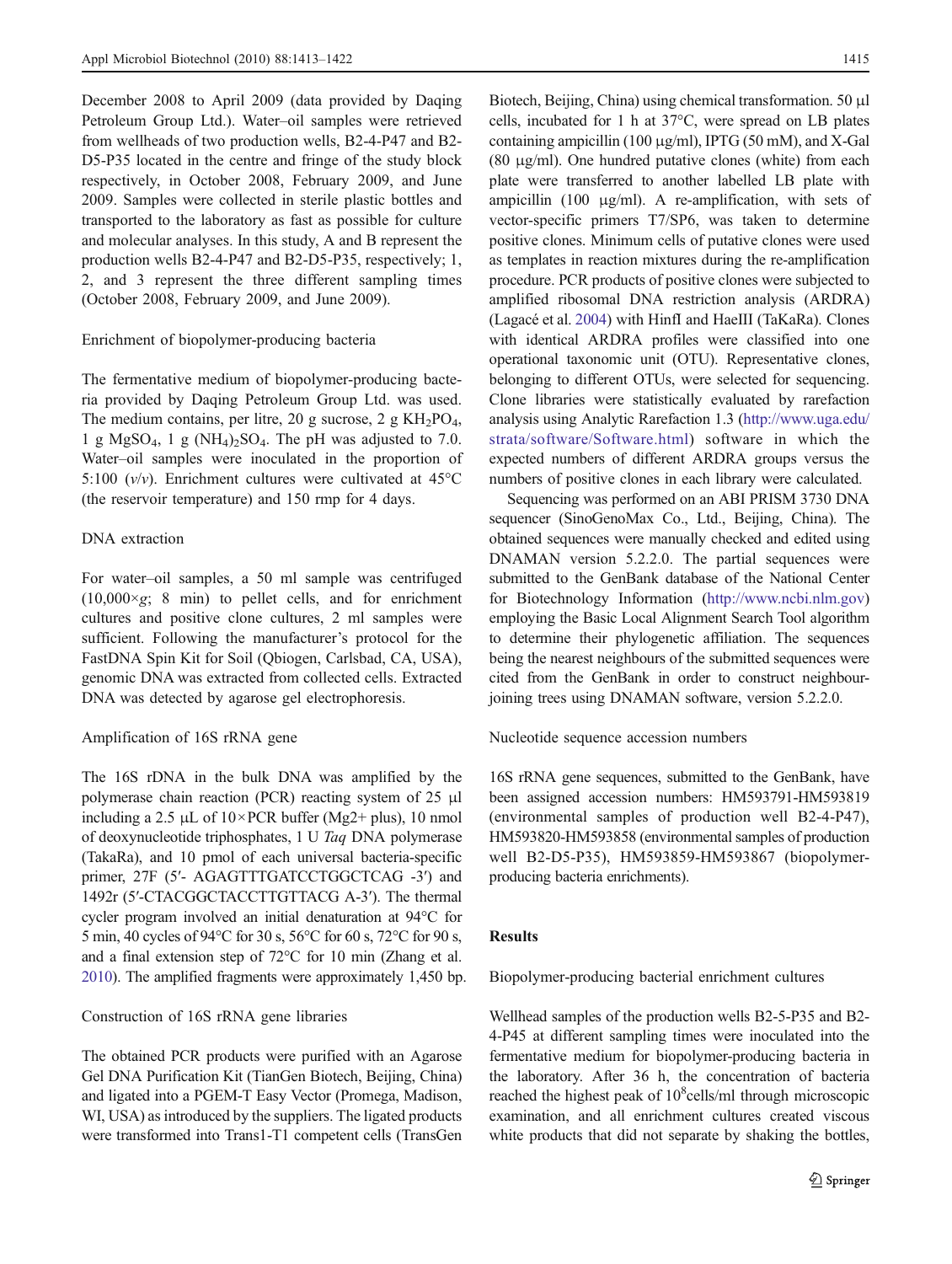December 2008 to April 2009 (data provided by Daqing Petroleum Group Ltd.). Water–oil samples were retrieved from wellheads of two production wells, B2-4-P47 and B2-D5-P35 located in the centre and fringe of the study block respectively, in October 2008, February 2009, and June 2009. Samples were collected in sterile plastic bottles and transported to the laboratory as fast as possible for culture and molecular analyses. In this study, A and B represent the production wells B2-4-P47 and B2-D5-P35, respectively; 1, 2, and 3 represent the three different sampling times (October 2008, February 2009, and June 2009).

### Enrichment of biopolymer-producing bacteria

The fermentative medium of biopolymer-producing bacteria provided by Daqing Petroleum Group Ltd. was used. The medium contains, per litre, 20 g sucrose, 2 g $KH_2PO_4$, 1 g $MgSO_4$, 1 g $(NH_4)_2SO_4$. The pH was adjusted to 7.0. Water–oil samples were inoculated in the proportion of 5:100 (*v/v*). Enrichment cultures were cultivated at 45°C (the reservoir temperature) and 150 rmp for 4 days.

### DNA extraction

For water–oil samples, a 50 ml sample was centrifuged (10,000×*g*; 8 min) to pellet cells, and for enrichment cultures and positive clone cultures, 2 ml samples were sufficient. Following the manufacturer's protocol for the FastDNA Spin Kit for Soil (Qbiogen, Carlsbad, CA, USA), genomic DNA was extracted from collected cells. Extracted DNA was detected by agarose gel electrophoresis.

### Amplification of 16S rRNA gene

The 16S rDNA in the bulk DNA was amplified by the polymerase chain reaction (PCR) reacting system of 25 μl including a 2.5 μL of 10×PCR buffer ($Mg^{2+}$ plus), 10 nmol of deoxynucleotide triphosphates, 1 U *Taq* DNA polymerase (TakaRa), and 10 pmol of each universal bacteria-specific primer, 27F (5′- AGAGTTTGATCCTGGCTCAG -3′) and 1492r (5′-CTACGGCTACCTTGTTACG A-3′). The thermal cycler program involved an initial denaturation at 94°C for 5 min, 40 cycles of 94°C for 30 s, 56°C for 60 s, 72°C for 90 s, and a final extension step of 72°C for 10 min (Zhang et al. 2010). The amplified fragments were approximately 1,450 bp.

### Construction of 16S rRNA gene libraries

The obtained PCR products were purified with an Agarose Gel DNA Purification Kit (TianGen Biotech, Beijing, China) and ligated into a PGEM-T Easy Vector (Promega, Madison, WI, USA) as introduced by the suppliers. The ligated products were transformed into Trans1-T1 competent cells (TransGen Biotech, Beijing, China) using chemical transformation. 50 μl cells, incubated for 1 h at 37°C, were spread on LB plates containing ampicillin (100 μg/ml), IPTG (50 mM), and X-Gal (80 μg/ml). One hundred putative clones (white) from each plate were transferred to another labelled LB plate with ampicillin (100 μg/ml). A re-amplification, with sets of vector-specific primers T7/SP6, was taken to determine positive clones. Minimum cells of putative clones were used as templates in reaction mixtures during the re-amplification procedure. PCR products of positive clones were subjected to amplified ribosomal DNA restriction analysis (ARDRA) (Lagacé et al. 2004) with HinfI and HaeIII (TaKaRa). Clones with identical ARDRA profiles were classified into one operational taxonomic unit (OTU). Representative clones, belonging to different OTUs, were selected for sequencing. Clone libraries were statistically evaluated by rarefaction analysis using Analytic Rarefaction 1.3 (http://www.uga.edu/strata/software/Software.html) software in which the expected numbers of different ARDRA groups versus the numbers of positive clones in each library were calculated.

Sequencing was performed on an ABI PRISM 3730 DNA sequencer (SinoGenoMax Co., Ltd., Beijing, China). The obtained sequences were manually checked and edited using DNAMAN version 5.2.2.0. The partial sequences were submitted to the GenBank database of the National Center for Biotechnology Information (http://www.ncbi.nlm.gov) employing the Basic Local Alignment Search Tool algorithm to determine their phylogenetic affiliation. The sequences being the nearest neighbours of the submitted sequences were cited from the GenBank in order to construct neighbour-joining trees using DNAMAN software, version 5.2.2.0.

### Nucleotide sequence accession numbers

16S rRNA gene sequences, submitted to the GenBank, have been assigned accession numbers: HM593791-HM593819 (environmental samples of production well B2-4-P47), HM593820-HM593858 (environmental samples of production well B2-D5-P35), HM593859-HM593867 (biopolymer-producing bacteria enrichments).

## Results

### Biopolymer-producing bacterial enrichment cultures

Wellhead samples of the production wells B2-5-P35 and B2-4-P45 at different sampling times were inoculated into the fermentative medium for biopolymer-producing bacteria in the laboratory. After 36 h, the concentration of bacteria reached the highest peak of $10^8$cells/ml through microscopic examination, and all enrichment cultures created viscous white products that did not separate by shaking the bottles,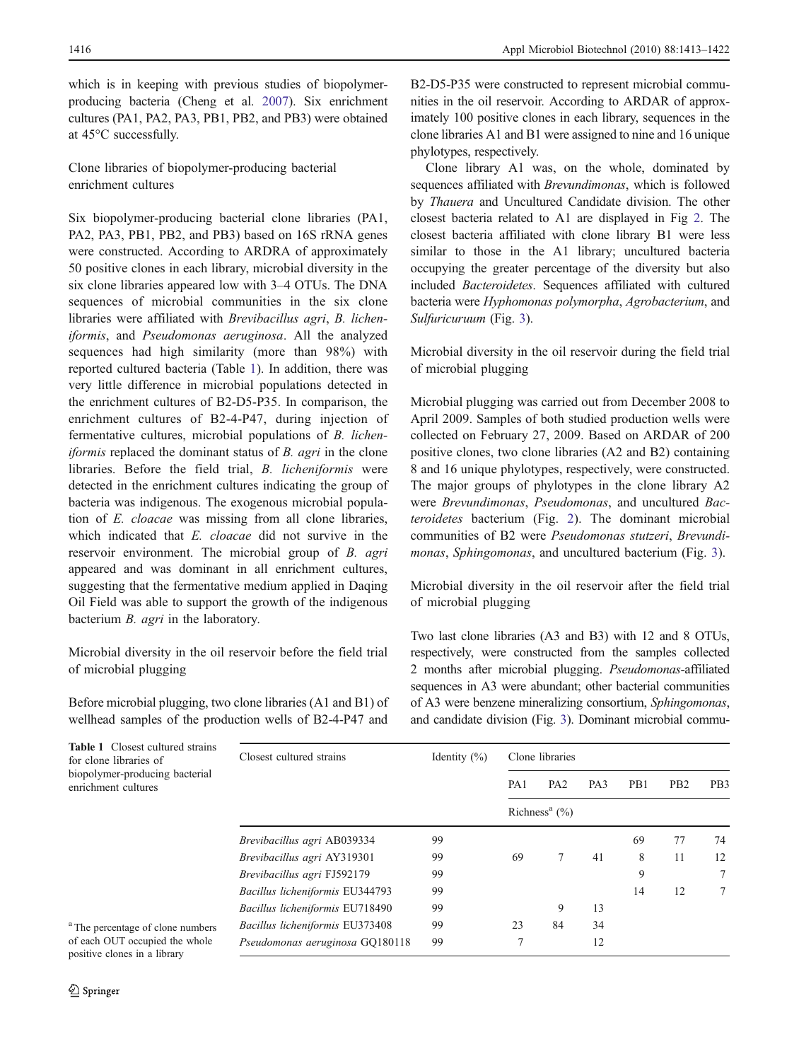which is in keeping with previous studies of biopolymer-producing bacteria (Cheng et al. 2007). Six enrichment cultures (PA1, PA2, PA3, PB1, PB2, and PB3) were obtained at 45°C successfully.

### Clone libraries of biopolymer-producing bacterial enrichment cultures

Six biopolymer-producing bacterial clone libraries (PA1, PA2, PA3, PB1, PB2, and PB3) based on 16S rRNA genes were constructed. According to ARDRA of approximately 50 positive clones in each library, microbial diversity in the six clone libraries appeared low with 3–4 OTUs. The DNA sequences of microbial communities in the six clone libraries were affiliated with *Brevibacillus agri*, *B. licheniformis*, and *Pseudomonas aeruginosa*. All the analyzed sequences had high similarity (more than 98%) with reported cultured bacteria (Table 1). In addition, there was very little difference in microbial populations detected in the enrichment cultures of B2-D5-P35. In comparison, the enrichment cultures of B2-4-P47, during injection of fermentative cultures, microbial populations of *B. licheniformis* replaced the dominant status of *B. agri* in the clone libraries. Before the field trial, *B. licheniformis* were detected in the enrichment cultures indicating the group of bacteria was indigenous. The exogenous microbial population of *E. cloacae* was missing from all clone libraries, which indicated that *E. cloacae* did not survive in the reservoir environment. The microbial group of *B. agri* appeared and was dominant in all enrichment cultures, suggesting that the fermentative medium applied in Daqing Oil Field was able to support the growth of the indigenous bacterium *B. agri* in the laboratory.

### Microbial diversity in the oil reservoir before the field trial of microbial plugging

Before microbial plugging, two clone libraries (A1 and B1) of wellhead samples of the production wells of B2-4-P47 and B2-D5-P35 were constructed to represent microbial communities in the oil reservoir. According to ARDAR of approximately 100 positive clones in each library, sequences in the clone libraries A1 and B1 were assigned to nine and 16 unique phylotypes, respectively.

Clone library A1 was, on the whole, dominated by sequences affiliated with *Brevundimonas*, which is followed by *Thauera* and Uncultured Candidate division. The other closest bacteria related to A1 are displayed in Fig 2. The closest bacteria affiliated with clone library B1 were less similar to those in the A1 library; uncultured bacteria occupying the greater percentage of the diversity but also included *Bacteroidetes*. Sequences affiliated with cultured bacteria were *Hyphomonas polymorpha*, *Agrobacterium*, and *Sulfuricuruum* (Fig. 3).

### Microbial diversity in the oil reservoir during the field trial of microbial plugging

Microbial plugging was carried out from December 2008 to April 2009. Samples of both studied production wells were collected on February 27, 2009. Based on ARDAR of 200 positive clones, two clone libraries (A2 and B2) containing 8 and 16 unique phylotypes, respectively, were constructed. The major groups of phylotypes in the clone library A2 were *Brevundimonas*, *Pseudomonas*, and uncultured *Bacteroidetes* bacterium (Fig. 2). The dominant microbial communities of B2 were *Pseudomonas stutzeri*, *Brevundimonas*, *Sphingomonas*, and uncultured bacterium (Fig. 3).

### Microbial diversity in the oil reservoir after the field trial of microbial plugging

Two last clone libraries (A3 and B3) with 12 and 8 OTUs, respectively, were constructed from the samples collected 2 months after microbial plugging. *Pseudomonas*-affiliated sequences in A3 were abundant; other bacterial communities of A3 were benzene mineralizing consortium, *Sphingomonas*, and candidate division (Fig. 3). Dominant microbial commu-

**Table 1** Closest cultured strains for clone libraries of biopolymer-producing bacterial enrichment cultures

| Closest cultured strains | Identity (%) | Clone libraries | | | | | |
|---|---|---|---|---|---|---|---|
| | | PA1 | PA2 | PA3 | PB1 | PB2 | PB3 |
| | | Richness[a] (%) | | | | | |
| *Brevibacillus agri* AB039334 | 99 | | | | 69 | 77 | 74 |
| *Brevibacillus agri* AY319301 | 99 | 69 | 7 | 41 | 8 | 11 | 12 |
| *Brevibacillus agri* FJ592179 | 99 | | | | 9 | | 7 |
| *Bacillus licheniformis* EU344793 | 99 | | | | 14 | 12 | 7 |
| *Bacillus licheniformis* EU718490 | 99 | | 9 | 13 | | | |
| *Bacillus licheniformis* EU373408 | 99 | 23 | 84 | 34 | | | |
| *Pseudomonas aeruginosa* GQ180118 | 99 | 7 | | 12 | | | |

[a] The percentage of clone numbers of each OUT occupied the whole positive clones in a library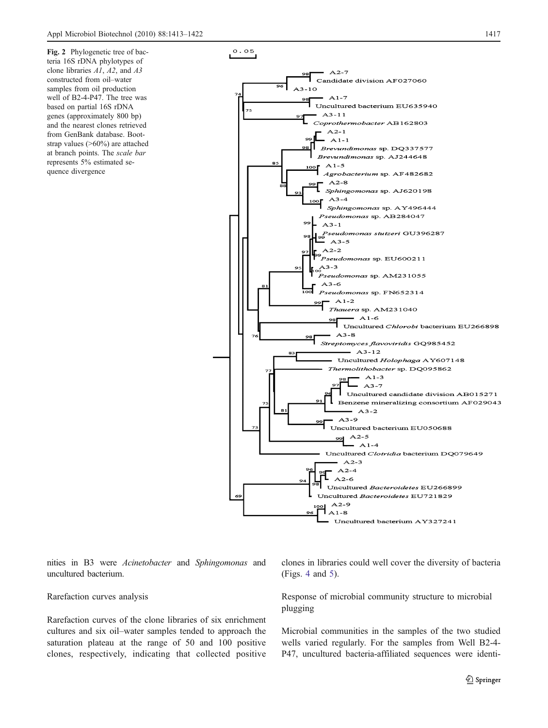**Fig. 2** Phylogenetic tree of bacteria 16S rDNA phylotypes of clone libraries *A1*, *A2*, and *A3* constructed from oil–water samples from oil production well of B2-4-P47. The tree was based on partial 16S rDNA genes (approximately 800 bp) and the nearest clones retrieved from GenBank database. Bootstrap values (>60%) are attached at branch points. The *scale bar* represents 5% estimated sequence divergence

nities in B3 were *Acinetobacter* and *Sphingomonas* and uncultured bacterium.

Rarefaction curves analysis

Rarefaction curves of the clone libraries of six enrichment cultures and six oil–water samples tended to approach the saturation plateau at the range of 50 and 100 positive clones, respectively, indicating that collected positive clones in libraries could well cover the diversity of bacteria (Figs. 4 and 5).

Response of microbial community structure to microbial plugging

Microbial communities in the samples of the two studied wells varied regularly. For the samples from Well B2-4-P47, uncultured bacteria-affiliated sequences were identi-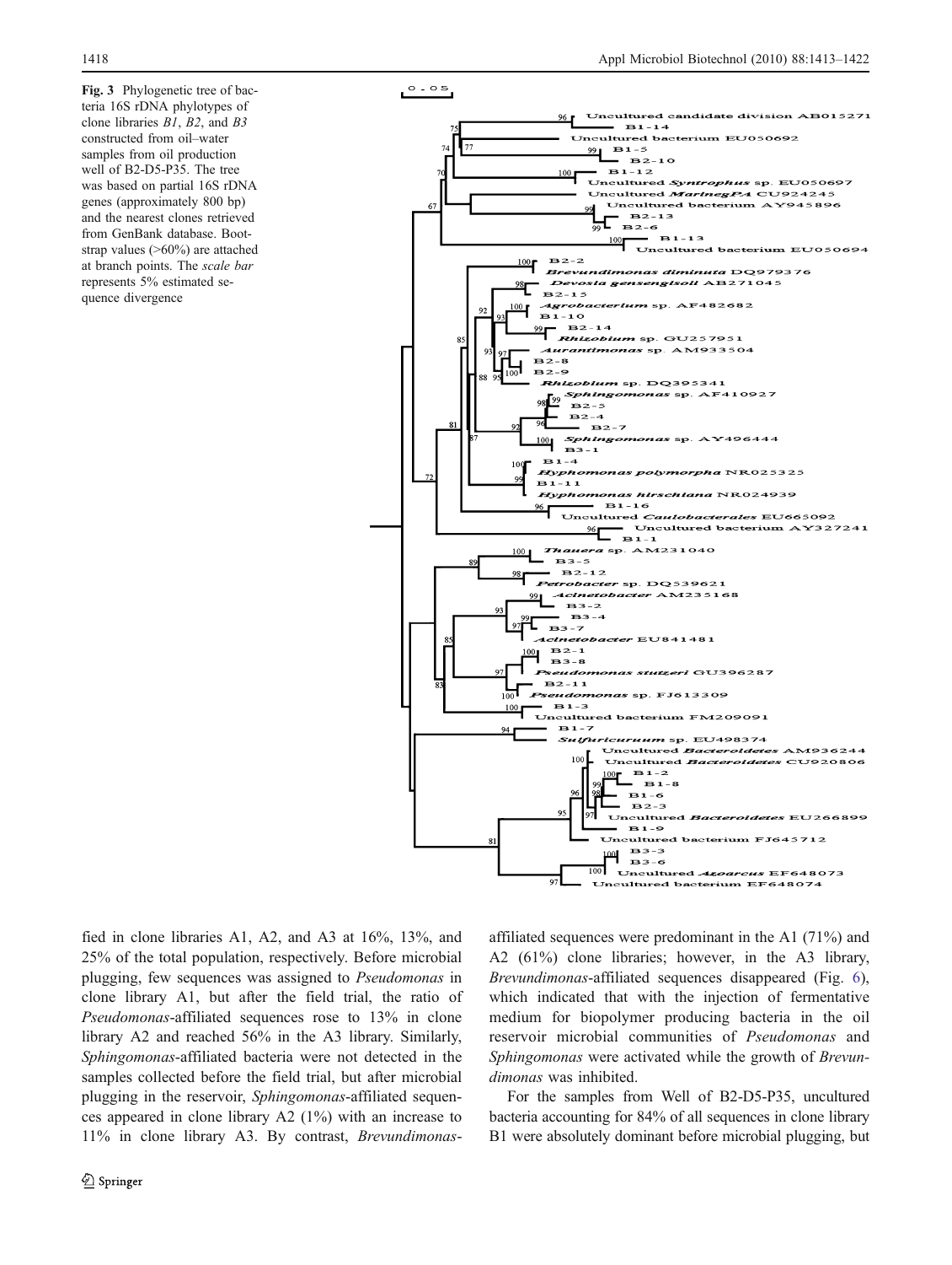**Fig. 3** Phylogenetic tree of bacteria 16S rDNA phylotypes of clone libraries *B1*, *B2*, and *B3* constructed from oil–water samples from oil production well of B2-D5-P35. The tree was based on partial 16S rDNA genes (approximately 800 bp) and the nearest clones retrieved from GenBank database. Bootstrap values (>60%) are attached at branch points. The *scale bar* represents 5% estimated sequence divergence

fied in clone libraries A1, A2, and A3 at 16%, 13%, and 25% of the total population, respectively. Before microbial plugging, few sequences was assigned to *Pseudomonas* in clone library A1, but after the field trial, the ratio of *Pseudomonas*-affiliated sequences rose to 13% in clone library A2 and reached 56% in the A3 library. Similarly, *Sphingomonas*-affiliated bacteria were not detected in the samples collected before the field trial, but after microbial plugging in the reservoir, *Sphingomonas*-affiliated sequences appeared in clone library A2 (1%) with an increase to 11% in clone library A3. By contrast, *Brevundimonas*-affiliated sequences were predominant in the A1 (71%) and A2 (61%) clone libraries; however, in the A3 library, *Brevundimonas*-affiliated sequences disappeared (Fig. 6), which indicated that with the injection of fermentative medium for biopolymer producing bacteria in the oil reservoir microbial communities of *Pseudomonas* and *Sphingomonas* were activated while the growth of *Brevundimonas* was inhibited.

For the samples from Well of B2-D5-P35, uncultured bacteria accounting for 84% of all sequences in clone library B1 were absolutely dominant before microbial plugging, but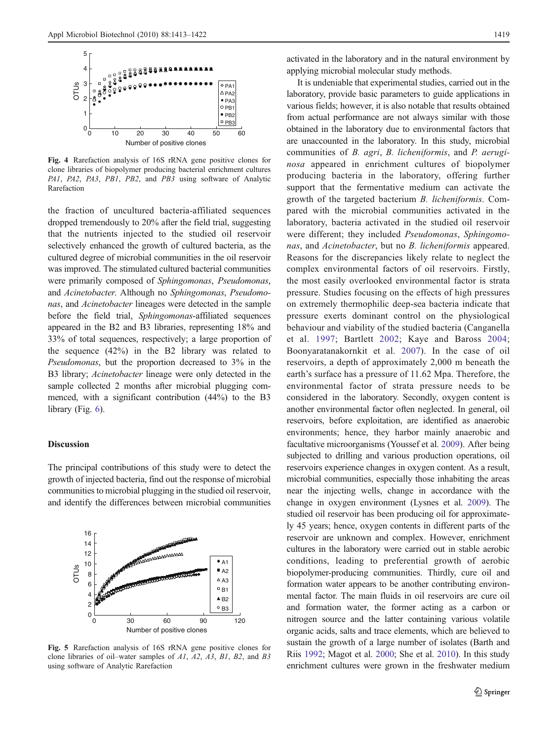Fig. 4 Rarefaction analysis of 16S rRNA gene positive clones for clone libraries of biopolymer producing bacterial enrichment cultures *PA1*, *PA2*, *PA3*, *PB1*, *PB2*, and *PB3* using software of Analytic Rarefaction

the fraction of uncultured bacteria-affiliated sequences dropped tremendously to 20% after the field trial, suggesting that the nutrients injected to the studied oil reservoir selectively enhanced the growth of cultured bacteria, as the cultured degree of microbial communities in the oil reservoir was improved. The stimulated cultured bacterial communities were primarily composed of *Sphingomonas*, *Pseudomonas*, and *Acinetobacter*. Although no *Sphingomonas*, *Pseudomonas*, and *Acinetobacter* lineages were detected in the sample before the field trial, *Sphingomonas*-affiliated sequences appeared in the B2 and B3 libraries, representing 18% and 33% of total sequences, respectively; a large proportion of the sequence (42%) in the B2 library was related to *Pseudomonas*, but the proportion decreased to 3% in the B3 library; *Acinetobacter* lineage were only detected in the sample collected 2 months after microbial plugging commenced, with a significant contribution (44%) to the B3 library (Fig. 6).

## Discussion

The principal contributions of this study were to detect the growth of injected bacteria, find out the response of microbial communities to microbial plugging in the studied oil reservoir, and identify the differences between microbial communities

Fig. 5 Rarefaction analysis of 16S rRNA gene positive clones for clone libraries of oil–water samples of *A1*, *A2*, *A3*, *B1*, *B2*, and *B3* using software of Analytic Rarefaction

activated in the laboratory and in the natural environment by applying microbial molecular study methods.

It is undeniable that experimental studies, carried out in the laboratory, provide basic parameters to guide applications in various fields; however, it is also notable that results obtained from actual performance are not always similar with those obtained in the laboratory due to environmental factors that are unaccounted in the laboratory. In this study, microbial communities of *B. agri*, *B. licheniformis*, and *P. aeruginosa* appeared in enrichment cultures of biopolymer producing bacteria in the laboratory, offering further support that the fermentative medium can activate the growth of the targeted bacterium *B. licheniformis*. Compared with the microbial communities activated in the laboratory, bacteria activated in the studied oil reservoir were different; they included *Pseudomonas*, *Sphingomonas*, and *Acinetobacter*, but no *B. licheniformis* appeared. Reasons for the discrepancies likely relate to neglect the complex environmental factors of oil reservoirs. Firstly, the most easily overlooked environmental factor is strata pressure. Studies focusing on the effects of high pressures on extremely thermophilic deep-sea bacteria indicate that pressure exerts dominant control on the physiological behaviour and viability of the studied bacteria (Canganella et al. 1997; Bartlett 2002; Kaye and Baross 2004; Boonyaratanakornkit et al. 2007). In the case of oil reservoirs, a depth of approximately 2,000 m beneath the earth's surface has a pressure of 11.62 Mpa. Therefore, the environmental factor of strata pressure needs to be considered in the laboratory. Secondly, oxygen content is another environmental factor often neglected. In general, oil reservoirs, before exploitation, are identified as anaerobic environments; hence, they harbor mainly anaerobic and facultative microorganisms (Youssef et al. 2009). After being subjected to drilling and various production operations, oil reservoirs experience changes in oxygen content. As a result, microbial communities, especially those inhabiting the areas near the injecting wells, change in accordance with the change in oxygen environment (Lysnes et al. 2009). The studied oil reservoir has been producing oil for approximately 45 years; hence, oxygen contents in different parts of the reservoir are unknown and complex. However, enrichment cultures in the laboratory were carried out in stable aerobic conditions, leading to preferential growth of aerobic biopolymer-producing communities. Thirdly, cure oil and formation water appears to be another contributing environmental factor. The main fluids in oil reservoirs are cure oil and formation water, the former acting as a carbon or nitrogen source and the latter containing various volatile organic acids, salts and trace elements, which are believed to sustain the growth of a large number of isolates (Barth and Riis 1992; Magot et al. 2000; She et al. 2010). In this study enrichment cultures were grown in the freshwater medium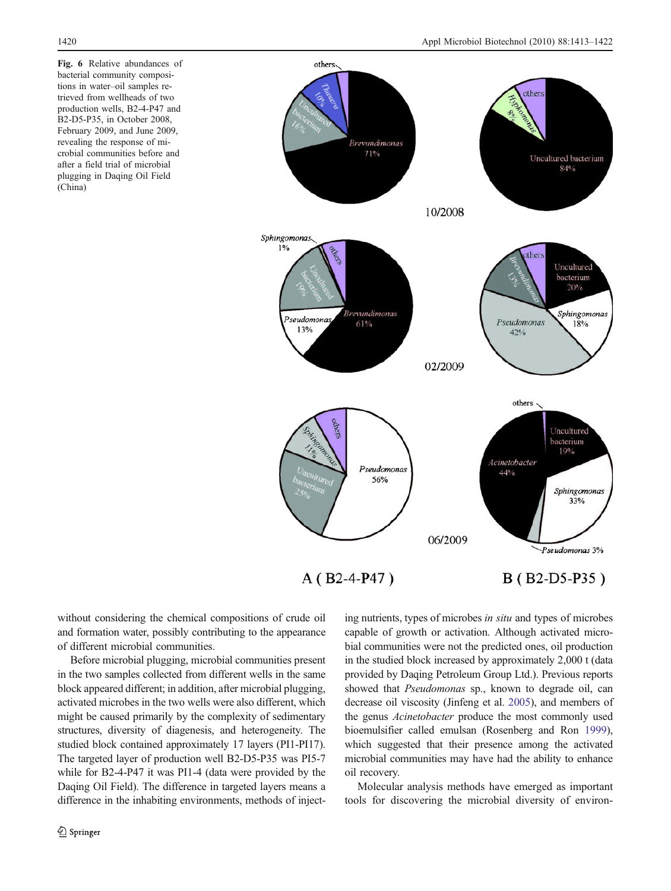**Fig. 6** Relative abundances of bacterial community compositions in water–oil samples retrieved from wellheads of two production wells, B2-4-P47 and B2-D5-P35, in October 2008, February 2009, and June 2009, revealing the response of microbial communities before and after a field trial of microbial plugging in Daqing Oil Field (China)

without considering the chemical compositions of crude oil and formation water, possibly contributing to the appearance of different microbial communities.

Before microbial plugging, microbial communities present in the two samples collected from different wells in the same block appeared different; in addition, after microbial plugging, activated microbes in the two wells were also different, which might be caused primarily by the complexity of sedimentary structures, diversity of diagenesis, and heterogeneity. The studied block contained approximately 17 layers (PI1-PI17). The targeted layer of production well B2-D5-P35 was PI5-7 while for B2-4-P47 it was PI1-4 (data were provided by the Daqing Oil Field). The difference in targeted layers means a difference in the inhabiting environments, methods of injecting nutrients, types of microbes *in situ* and types of microbes capable of growth or activation. Although activated microbial communities were not the predicted ones, oil production in the studied block increased by approximately 2,000 t (data provided by Daqing Petroleum Group Ltd.). Previous reports showed that *Pseudomonas* sp., known to degrade oil, can decrease oil viscosity (Jinfeng et al. 2005), and members of the genus *Acinetobacter* produce the most commonly used bioemulsifier called emulsan (Rosenberg and Ron 1999), which suggested that their presence among the activated microbial communities may have had the ability to enhance oil recovery.

Molecular analysis methods have emerged as important tools for discovering the microbial diversity of environ-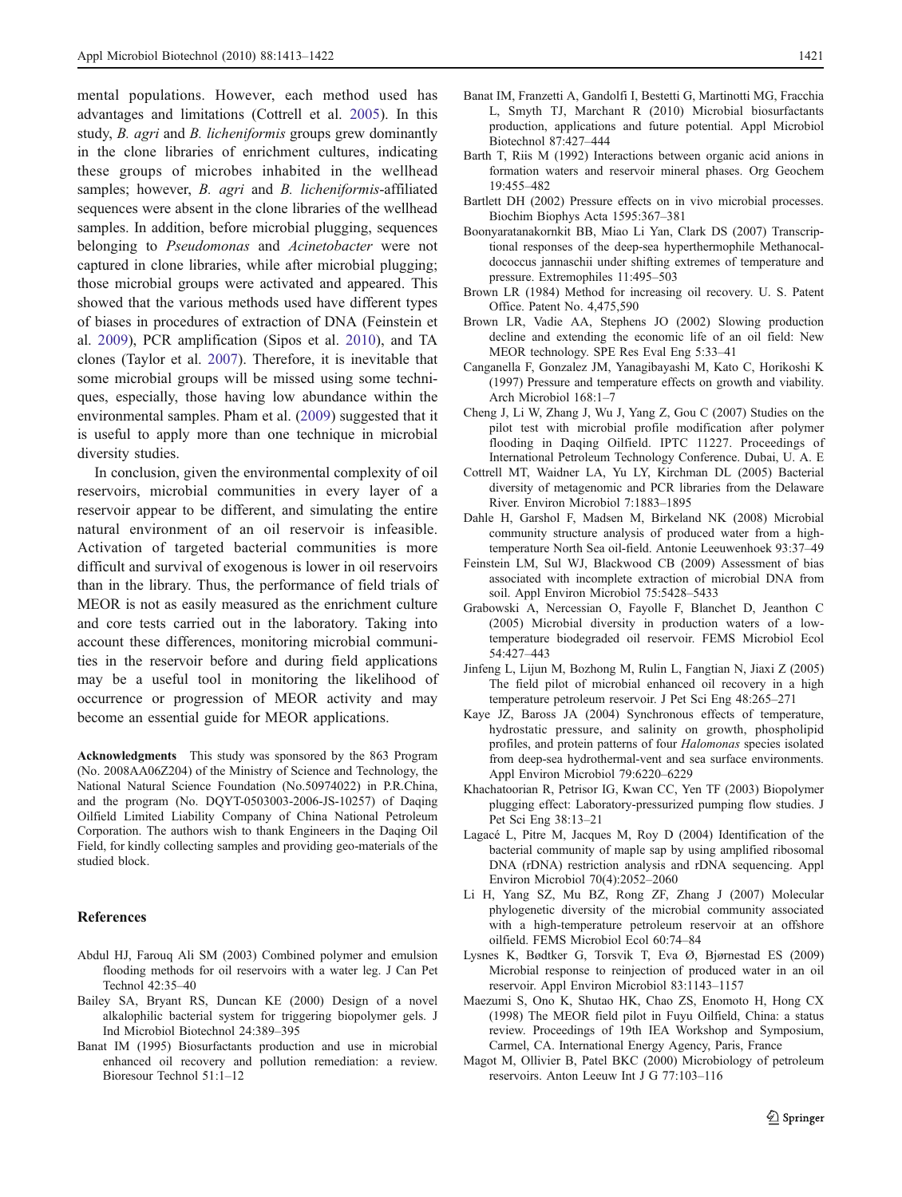mental populations. However, each method used has advantages and limitations (Cottrell et al. 2005). In this study, *B. agri* and *B. licheniformis* groups grew dominantly in the clone libraries of enrichment cultures, indicating these groups of microbes inhabited in the wellhead samples; however, *B. agri* and *B. licheniformis*-affiliated sequences were absent in the clone libraries of the wellhead samples. In addition, before microbial plugging, sequences belonging to *Pseudomonas* and *Acinetobacter* were not captured in clone libraries, while after microbial plugging; those microbial groups were activated and appeared. This showed that the various methods used have different types of biases in procedures of extraction of DNA (Feinstein et al. 2009), PCR amplification (Sipos et al. 2010), and TA clones (Taylor et al. 2007). Therefore, it is inevitable that some microbial groups will be missed using some techniques, especially, those having low abundance within the environmental samples. Pham et al. (2009) suggested that it is useful to apply more than one technique in microbial diversity studies.

In conclusion, given the environmental complexity of oil reservoirs, microbial communities in every layer of a reservoir appear to be different, and simulating the entire natural environment of an oil reservoir is infeasible. Activation of targeted bacterial communities is more difficult and survival of exogenous is lower in oil reservoirs than in the library. Thus, the performance of field trials of MEOR is not as easily measured as the enrichment culture and core tests carried out in the laboratory. Taking into account these differences, monitoring microbial communities in the reservoir before and during field applications may be a useful tool in monitoring the likelihood of occurrence or progression of MEOR activity and may become an essential guide for MEOR applications.

**Acknowledgments** This study was sponsored by the 863 Program (No. 2008AA06Z204) of the Ministry of Science and Technology, the National Natural Science Foundation (No.50974022) in P.R.China, and the program (No. DQYT-0503003-2006-JS-10257) of Daqing Oilfield Limited Liability Company of China National Petroleum Corporation. The authors wish to thank Engineers in the Daqing Oil Field, for kindly collecting samples and providing geo-materials of the studied block.

## References

Abdul HJ, Farouq Ali SM (2003) Combined polymer and emulsion flooding methods for oil reservoirs with a water leg. J Can Pet Technol 42:35–40

Bailey SA, Bryant RS, Duncan KE (2000) Design of a novel alkalophilic bacterial system for triggering biopolymer gels. J Ind Microbiol Biotechnol 24:389–395

Banat IM (1995) Biosurfactants production and use in microbial enhanced oil recovery and pollution remediation: a review. Bioresour Technol 51:1–12

Banat IM, Franzetti A, Gandolfi I, Bestetti G, Martinotti MG, Fracchia L, Smyth TJ, Marchant R (2010) Microbial biosurfactants production, applications and future potential. Appl Microbiol Biotechnol 87:427–444

Barth T, Riis M (1992) Interactions between organic acid anions in formation waters and reservoir mineral phases. Org Geochem 19:455–482

Bartlett DH (2002) Pressure effects on in vivo microbial processes. Biochim Biophys Acta 1595:367–381

Boonyaratanakornkit BB, Miao Li Yan, Clark DS (2007) Transcriptional responses of the deep-sea hyperthermophile Methanocaldococcus jannaschii under shifting extremes of temperature and pressure. Extremophiles 11:495–503

Brown LR (1984) Method for increasing oil recovery. U. S. Patent Office. Patent No. 4,475,590

Brown LR, Vadie AA, Stephens JO (2002) Slowing production decline and extending the economic life of an oil field: New MEOR technology. SPE Res Eval Eng 5:33–41

Canganella F, Gonzalez JM, Yanagibayashi M, Kato C, Horikoshi K (1997) Pressure and temperature effects on growth and viability. Arch Microbiol 168:1–7

Cheng J, Li W, Zhang J, Wu J, Yang Z, Gou C (2007) Studies on the pilot test with microbial profile modification after polymer flooding in Daqing Oilfield. IPTC 11227. Proceedings of International Petroleum Technology Conference. Dubai, U. A. E

Cottrell MT, Waidner LA, Yu LY, Kirchman DL (2005) Bacterial diversity of metagenomic and PCR libraries from the Delaware River. Environ Microbiol 7:1883–1895

Dahle H, Garshol F, Madsen M, Birkeland NK (2008) Microbial community structure analysis of produced water from a high-temperature North Sea oil-field. Antonie Leeuwenhoek 93:37–49

Feinstein LM, Sul WJ, Blackwood CB (2009) Assessment of bias associated with incomplete extraction of microbial DNA from soil. Appl Environ Microbiol 75:5428–5433

Grabowski A, Nercessian O, Fayolle F, Blanchet D, Jeanthon C (2005) Microbial diversity in production waters of a low-temperature biodegraded oil reservoir. FEMS Microbiol Ecol 54:427–443

Jinfeng L, Lijun M, Bozhong M, Rulin L, Fangtian N, Jiaxi Z (2005) The field pilot of microbial enhanced oil recovery in a high temperature petroleum reservoir. J Pet Sci Eng 48:265–271

Kaye JZ, Baross JA (2004) Synchronous effects of temperature, hydrostatic pressure, and salinity on growth, phospholipid profiles, and protein patterns of four *Halomonas* species isolated from deep-sea hydrothermal-vent and sea surface environments. Appl Environ Microbiol 79:6220–6229

Khachatoorian R, Petrisor IG, Kwan CC, Yen TF (2003) Biopolymer plugging effect: Laboratory-pressurized pumping flow studies. J Pet Sci Eng 38:13–21

Lagacé L, Pitre M, Jacques M, Roy D (2004) Identification of the bacterial community of maple sap by using amplified ribosomal DNA (rDNA) restriction analysis and rDNA sequencing. Appl Environ Microbiol 70(4):2052–2060

Li H, Yang SZ, Mu BZ, Rong ZF, Zhang J (2007) Molecular phylogenetic diversity of the microbial community associated with a high-temperature petroleum reservoir at an offshore oilfield. FEMS Microbiol Ecol 60:74–84

Lysnes K, Bødtker G, Torsvik T, Eva Ø, Bjørnestad ES (2009) Microbial response to reinjection of produced water in an oil reservoir. Appl Environ Microbiol 83:1143–1157

Maezumi S, Ono K, Shutao HK, Chao ZS, Enomoto H, Hong CX (1998) The MEOR field pilot in Fuyu Oilfield, China: a status review. Proceedings of 19th IEA Workshop and Symposium, Carmel, CA. International Energy Agency, Paris, France

Magot M, Ollivier B, Patel BKC (2000) Microbiology of petroleum reservoirs. Anton Leeuw Int J G 77:103–116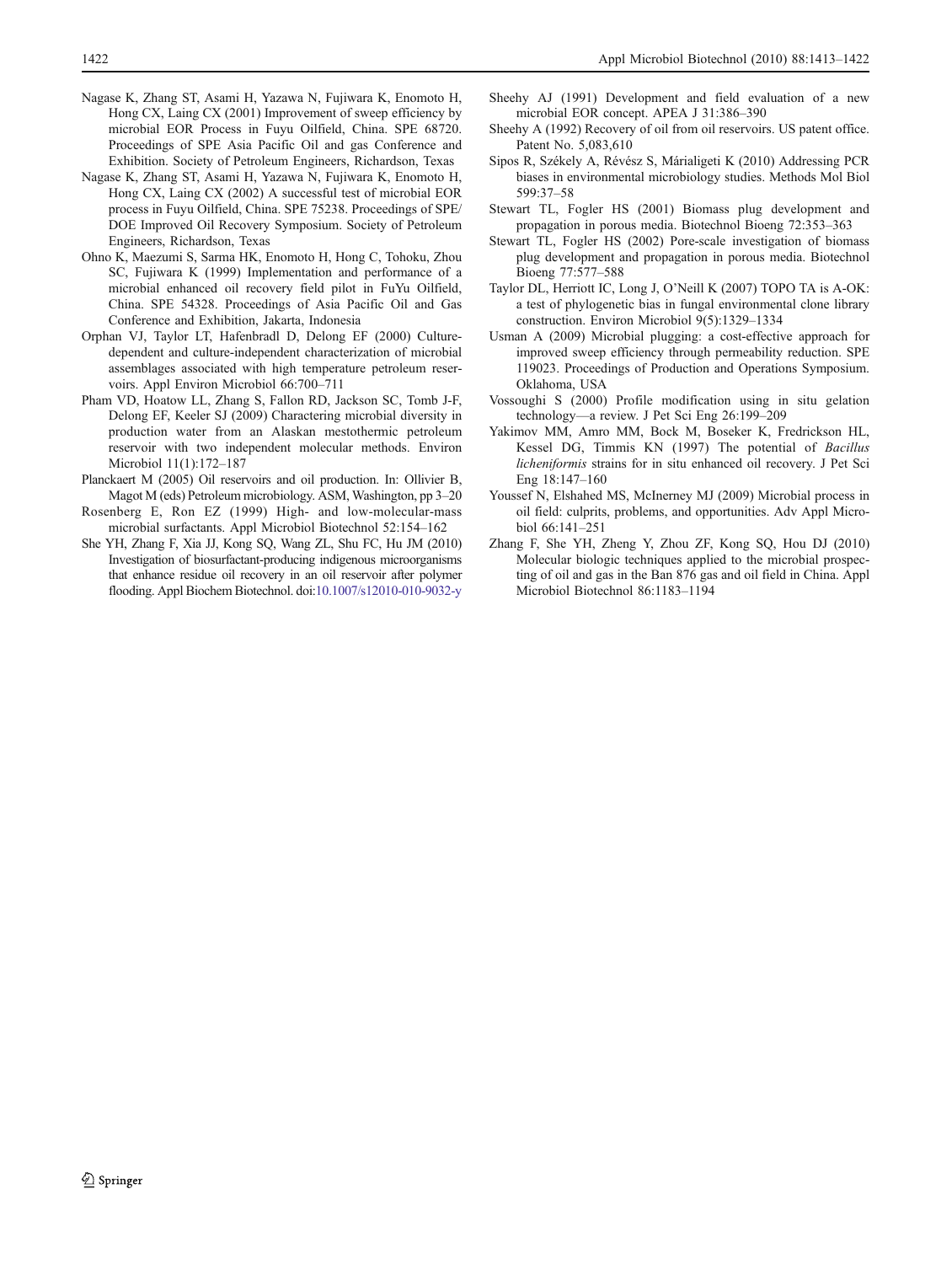Nagase K, Zhang ST, Asami H, Yazawa N, Fujiwara K, Enomoto H, Hong CX, Laing CX (2001) Improvement of sweep efficiency by microbial EOR Process in Fuyu Oilfield, China. SPE 68720. Proceedings of SPE Asia Pacific Oil and gas Conference and Exhibition. Society of Petroleum Engineers, Richardson, Texas

Nagase K, Zhang ST, Asami H, Yazawa N, Fujiwara K, Enomoto H, Hong CX, Laing CX (2002) A successful test of microbial EOR process in Fuyu Oilfield, China. SPE 75238. Proceedings of SPE/DOE Improved Oil Recovery Symposium. Society of Petroleum Engineers, Richardson, Texas

Ohno K, Maezumi S, Sarma HK, Enomoto H, Hong C, Tohoku, Zhou SC, Fujiwara K (1999) Implementation and performance of a microbial enhanced oil recovery field pilot in FuYu Oilfield, China. SPE 54328. Proceedings of Asia Pacific Oil and Gas Conference and Exhibition, Jakarta, Indonesia

Orphan VJ, Taylor LT, Hafenbradl D, Delong EF (2000) Culture-dependent and culture-independent characterization of microbial assemblages associated with high temperature petroleum reservoirs. Appl Environ Microbiol 66:700–711

Pham VD, Hoatow LL, Zhang S, Fallon RD, Jackson SC, Tomb J-F, Delong EF, Keeler SJ (2009) Charactering microbial diversity in production water from an Alaskan mestothermic petroleum reservoir with two independent molecular methods. Environ Microbiol 11(1):172–187

Planckaert M (2005) Oil reservoirs and oil production. In: Ollivier B, Magot M (eds) Petroleum microbiology. ASM, Washington, pp 3–20

Rosenberg E, Ron EZ (1999) High- and low-molecular-mass microbial surfactants. Appl Microbiol Biotechnol 52:154–162

She YH, Zhang F, Xia JJ, Kong SQ, Wang ZL, Shu FC, Hu JM (2010) Investigation of biosurfactant-producing indigenous microorganisms that enhance residue oil recovery in an oil reservoir after polymer flooding. Appl Biochem Biotechnol. doi:10.1007/s12010-010-9032-y

Sheehy AJ (1991) Development and field evaluation of a new microbial EOR concept. APEA J 31:386–390

Sheehy A (1992) Recovery of oil from oil reservoirs. US patent office. Patent No. 5,083,610

Sipos R, Székely A, Révész S, Márialigeti K (2010) Addressing PCR biases in environmental microbiology studies. Methods Mol Biol 599:37–58

Stewart TL, Fogler HS (2001) Biomass plug development and propagation in porous media. Biotechnol Bioeng 72:353–363

Stewart TL, Fogler HS (2002) Pore-scale investigation of biomass plug development and propagation in porous media. Biotechnol Bioeng 77:577–588

Taylor DL, Herriott IC, Long J, O'Neill K (2007) TOPO TA is A-OK: a test of phylogenetic bias in fungal environmental clone library construction. Environ Microbiol 9(5):1329–1334

Usman A (2009) Microbial plugging: a cost-effective approach for improved sweep efficiency through permeability reduction. SPE 119023. Proceedings of Production and Operations Symposium. Oklahoma, USA

Vossoughi S (2000) Profile modification using in situ gelation technology—a review. J Pet Sci Eng 26:199–209

Yakimov MM, Amro MM, Bock M, Boseker K, Fredrickson HL, Kessel DG, Timmis KN (1997) The potential of *Bacillus licheniformis* strains for in situ enhanced oil recovery. J Pet Sci Eng 18:147–160

Youssef N, Elshahed MS, McInerney MJ (2009) Microbial process in oil field: culprits, problems, and opportunities. Adv Appl Microbiol 66:141–251

Zhang F, She YH, Zheng Y, Zhou ZF, Kong SQ, Hou DJ (2010) Molecular biologic techniques applied to the microbial prospecting of oil and gas in the Ban 876 gas and oil field in China. Appl Microbiol Biotechnol 86:1183–1194